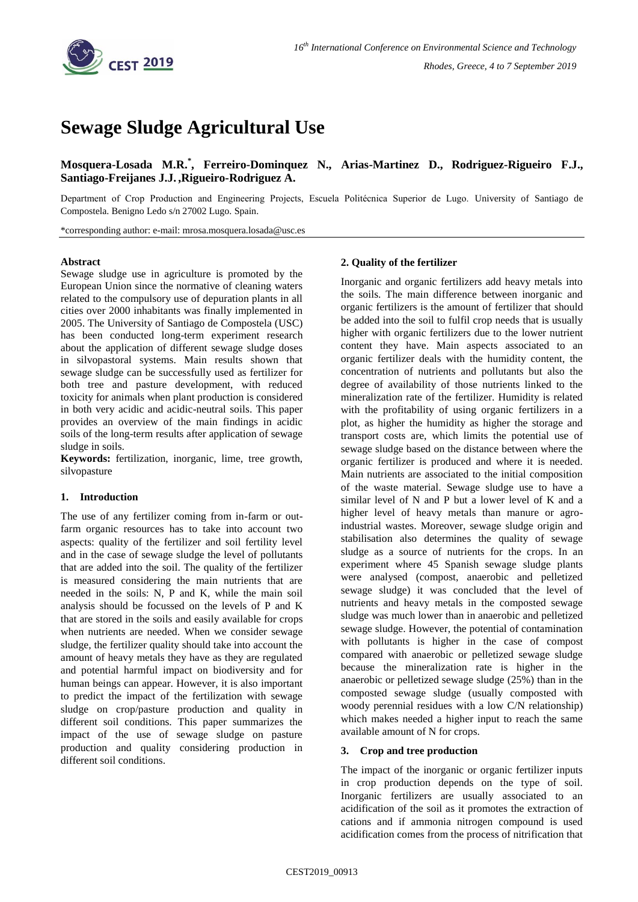# Sewage Sludge Agricultural Use

**Mosquera-Losada M.R.[*], Ferreiro-Dominquez N., Arias-Martinez D., Rodriguez-Rigueiro F.J., Santiago-Freijanes J.J. ,Rigueiro-Rodriguez A.**

Department of Crop Production and Engineering Projects, Escuela Politécnica Superior de Lugo. University of Santiago de Compostela. Benigno Ledo s/n 27002 Lugo. Spain.

*corresponding author: e-mail: mrosa.mosquera.losada@usc.es

**Abstract**

Sewage sludge use in agriculture is promoted by the European Union since the normative of cleaning waters related to the compulsory use of depuration plants in all cities over 2000 inhabitants was finally implemented in 2005. The University of Santiago de Compostela (USC) has been conducted long-term experiment research about the application of different sewage sludge doses in silvopastoral systems. Main results shown that sewage sludge can be successfully used as fertilizer for both tree and pasture development, with reduced toxicity for animals when plant production is considered in both very acidic and acidic-neutral soils. This paper provides an overview of the main findings in acidic soils of the long-term results after application of sewage sludge in soils.

**Keywords:** fertilization, inorganic, lime, tree growth, silvopasture

## 1. Introduction

The use of any fertilizer coming from in-farm or out-farm organic resources has to take into account two aspects: quality of the fertilizer and soil fertility level and in the case of sewage sludge the level of pollutants that are added into the soil. The quality of the fertilizer is measured considering the main nutrients that are needed in the soils: N, P and K, while the main soil analysis should be focussed on the levels of P and K that are stored in the soils and easily available for crops when nutrients are needed. When we consider sewage sludge, the fertilizer quality should take into account the amount of heavy metals they have as they are regulated and potential harmful impact on biodiversity and for human beings can appear. However, it is also important to predict the impact of the fertilization with sewage sludge on crop/pasture production and quality in different soil conditions. This paper summarizes the impact of the use of sewage sludge on pasture production and quality considering production in different soil conditions.

## 2. Quality of the fertilizer

Inorganic and organic fertilizers add heavy metals into the soils. The main difference between inorganic and organic fertilizers is the amount of fertilizer that should be added into the soil to fulfil crop needs that is usually higher with organic fertilizers due to the lower nutrient content they have. Main aspects associated to an organic fertilizer deals with the humidity content, the concentration of nutrients and pollutants but also the degree of availability of those nutrients linked to the mineralization rate of the fertilizer. Humidity is related with the profitability of using organic fertilizers in a plot, as higher the humidity as higher the storage and transport costs are, which limits the potential use of sewage sludge based on the distance between where the organic fertilizer is produced and where it is needed. Main nutrients are associated to the initial composition of the waste material. Sewage sludge use to have a similar level of N and P but a lower level of K and a higher level of heavy metals than manure or agro-industrial wastes. Moreover, sewage sludge origin and stabilisation also determines the quality of sewage sludge as a source of nutrients for the crops. In an experiment where 45 Spanish sewage sludge plants were analysed (compost, anaerobic and pelletized sewage sludge) it was concluded that the level of nutrients and heavy metals in the composted sewage sludge was much lower than in anaerobic and pelletized sewage sludge. However, the potential of contamination with pollutants is higher in the case of compost compared with anaerobic or pelletized sewage sludge because the mineralization rate is higher in the anaerobic or pelletized sewage sludge (25%) than in the composted sewage sludge (usually composted with woody perennial residues with a low C/N relationship) which makes needed a higher input to reach the same available amount of N for crops.

## 3. Crop and tree production

The impact of the inorganic or organic fertilizer inputs in crop production depends on the type of soil. Inorganic fertilizers are usually associated to an acidification of the soil as it promotes the extraction of cations and if ammonia nitrogen compound is used acidification comes from the process of nitrification that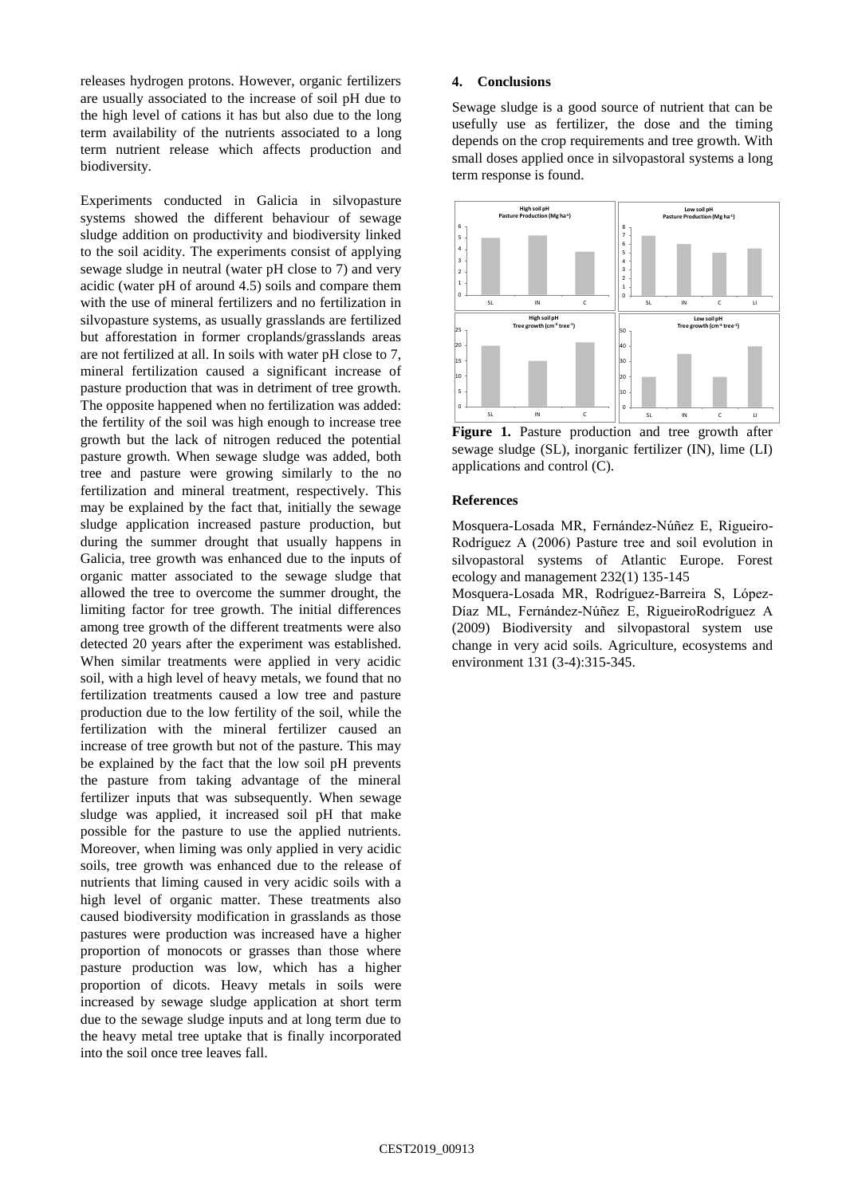releases hydrogen protons. However, organic fertilizers are usually associated to the increase of soil pH due to the high level of cations it has but also due to the long term availability of the nutrients associated to a long term nutrient release which affects production and biodiversity.

Experiments conducted in Galicia in silvopasture systems showed the different behaviour of sewage sludge addition on productivity and biodiversity linked to the soil acidity. The experiments consist of applying sewage sludge in neutral (water pH close to 7) and very acidic (water pH of around 4.5) soils and compare them with the use of mineral fertilizers and no fertilization in silvopasture systems, as usually grasslands are fertilized but afforestation in former croplands/grasslands areas are not fertilized at all. In soils with water pH close to 7, mineral fertilization caused a significant increase of pasture production that was in detriment of tree growth. The opposite happened when no fertilization was added: the fertility of the soil was high enough to increase tree growth but the lack of nitrogen reduced the potential pasture growth. When sewage sludge was added, both tree and pasture were growing similarly to the no fertilization and mineral treatment, respectively. This may be explained by the fact that, initially the sewage sludge application increased pasture production, but during the summer drought that usually happens in Galicia, tree growth was enhanced due to the inputs of organic matter associated to the sewage sludge that allowed the tree to overcome the summer drought, the limiting factor for tree growth. The initial differences among tree growth of the different treatments were also detected 20 years after the experiment was established. When similar treatments were applied in very acidic soil, with a high level of heavy metals, we found that no fertilization treatments caused a low tree and pasture production due to the low fertility of the soil, while the fertilization with the mineral fertilizer caused an increase of tree growth but not of the pasture. This may be explained by the fact that the low soil pH prevents the pasture from taking advantage of the mineral fertilizer inputs that was subsequently. When sewage sludge was applied, it increased soil pH that make possible for the pasture to use the applied nutrients. Moreover, when liming was only applied in very acidic soils, tree growth was enhanced due to the release of nutrients that liming caused in very acidic soils with a high level of organic matter. These treatments also caused biodiversity modification in grasslands as those pastures were production was increased have a higher proportion of monocots or grasses than those where pasture production was low, which has a higher proportion of dicots. Heavy metals in soils were increased by sewage sludge application at short term due to the sewage sludge inputs and at long term due to the heavy metal tree uptake that is finally incorporated into the soil once tree leaves fall.

## 4. Conclusions

Sewage sludge is a good source of nutrient that can be usefully use as fertilizer, the dose and the timing depends on the crop requirements and tree growth. With small doses applied once in silvopastoral systems a long term response is found.

High soil pH
Pasture Production (Mg ha⁻¹)
0 1 2 3 4 5 6
SL IN C

Low soil pH
Pasture Production (Mg ha⁻¹)
0 1 2 3 4 5 6 7 8
SL IN C LI

High soil pH
Tree growth (cm⁻² tree⁻¹)
0 5 10 15 20 25
SL IN C

Low soil pH
Tree growth (cm⁻² tree⁻¹)
0 10 20 30 40 50
SL IN C LI

**Figure 1.** Pasture production and tree growth after sewage sludge (SL), inorganic fertilizer (IN), lime (LI) applications and control (C).

## References

Mosquera-Losada MR, Fernández-Núñez E, Rigueiro-Rodríguez A (2006) Pasture tree and soil evolution in silvopastoral systems of Atlantic Europe. Forest ecology and management 232(1) 135-145

Mosquera-Losada MR, Rodríguez-Barreira S, López-Díaz ML, Fernández-Núñez E, RigueiroRodríguez A (2009) Biodiversity and silvopastoral system use change in very acid soils. Agriculture, ecosystems and environment 131 (3-4):315-345.